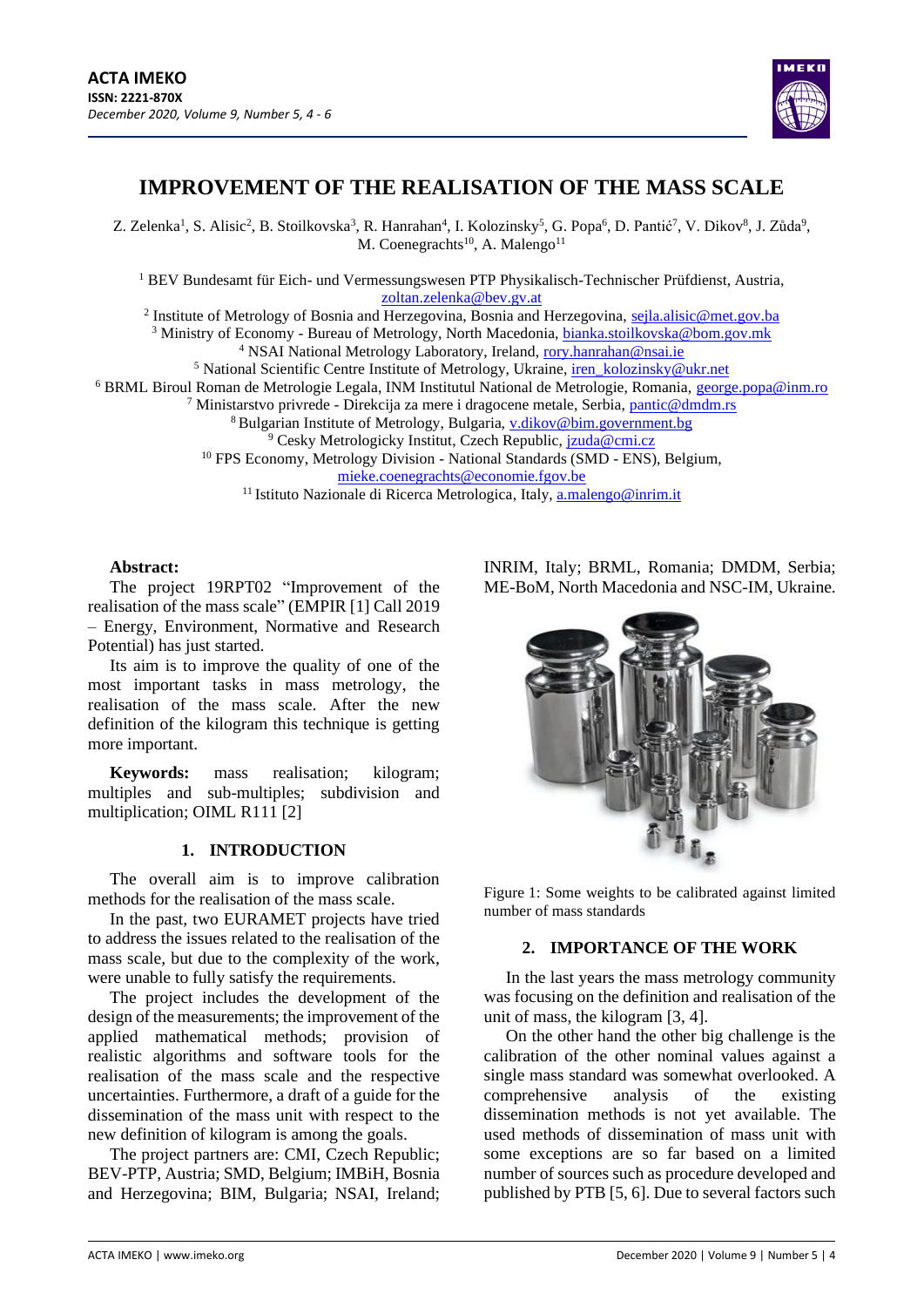# IMPROVEMENT OF THE REALISATION OF THE MASS SCALE

Z. Zelenka[1], S. Alisic[2], B. Stoilkovska[3], R. Hanrahan[4], I. Kolozinsky[5], G. Popa[6], D. Pantić[7], V. Dikov[8], J. Zůda[9], M. Coenegrachts[10], A. Malengo[11]

[1] BEV Bundesamt für Eich- und Vermessungswesen PTP Physikalisch-Technischer Prüfdienst, Austria, zoltan.zelenka@bev.gv.at

[2] Institute of Metrology of Bosnia and Herzegovina, Bosnia and Herzegovina, sejla.alisic@met.gov.ba

[3] Ministry of Economy - Bureau of Metrology, North Macedonia, bianka.stoilkovska@bom.gov.mk

[4] NSAI National Metrology Laboratory, Ireland, rory.hanrahan@nsai.ie

[5] National Scientific Centre Institute of Metrology, Ukraine, iren_kolozinsky@ukr.net

[6] BRML Biroul Roman de Metrologie Legala, INM Institutul National de Metrologie, Romania, george.popa@inm.ro

[7] Ministarstvo privrede - Direkcija za mere i dragocene metale, Serbia, pantic@dmdm.rs

[8] Bulgarian Institute of Metrology, Bulgaria, v.dikov@bim.government.bg

[9] Cesky Metrologicky Institut, Czech Republic, jzuda@cmi.cz

[10] FPS Economy, Metrology Division - National Standards (SMD - ENS), Belgium, mieke.coenegrachts@economie.fgov.be

[11] Istituto Nazionale di Ricerca Metrologica, Italy, a.malengo@inrim.it

**Abstract:**

The project 19RPT02 "Improvement of the realisation of the mass scale" (EMPIR [1] Call 2019 – Energy, Environment, Normative and Research Potential) has just started.

Its aim is to improve the quality of one of the most important tasks in mass metrology, the realisation of the mass scale. After the new definition of the kilogram this technique is getting more important.

**Keywords:** mass realisation; kilogram; multiples and sub-multiples; subdivision and multiplication; OIML R111 [2]

## 1. INTRODUCTION

The overall aim is to improve calibration methods for the realisation of the mass scale.

In the past, two EURAMET projects have tried to address the issues related to the realisation of the mass scale, but due to the complexity of the work, were unable to fully satisfy the requirements.

The project includes the development of the design of the measurements; the improvement of the applied mathematical methods; provision of realistic algorithms and software tools for the realisation of the mass scale and the respective uncertainties. Furthermore, a draft of a guide for the dissemination of the mass unit with respect to the new definition of kilogram is among the goals.

The project partners are: CMI, Czech Republic; BEV-PTP, Austria; SMD, Belgium; IMBiH, Bosnia and Herzegovina; BIM, Bulgaria; NSAI, Ireland; INRIM, Italy; BRML, Romania; DMDM, Serbia; ME-BoM, North Macedonia and NSC-IM, Ukraine.

Figure 1: Some weights to be calibrated against limited number of mass standards

## 2. IMPORTANCE OF THE WORK

In the last years the mass metrology community was focusing on the definition and realisation of the unit of mass, the kilogram [3, 4].

On the other hand the other big challenge is the calibration of the other nominal values against a single mass standard was somewhat overlooked. A comprehensive analysis of the existing dissemination methods is not yet available. The used methods of dissemination of mass unit with some exceptions are so far based on a limited number of sources such as procedure developed and published by PTB [5, 6]. Due to several factors such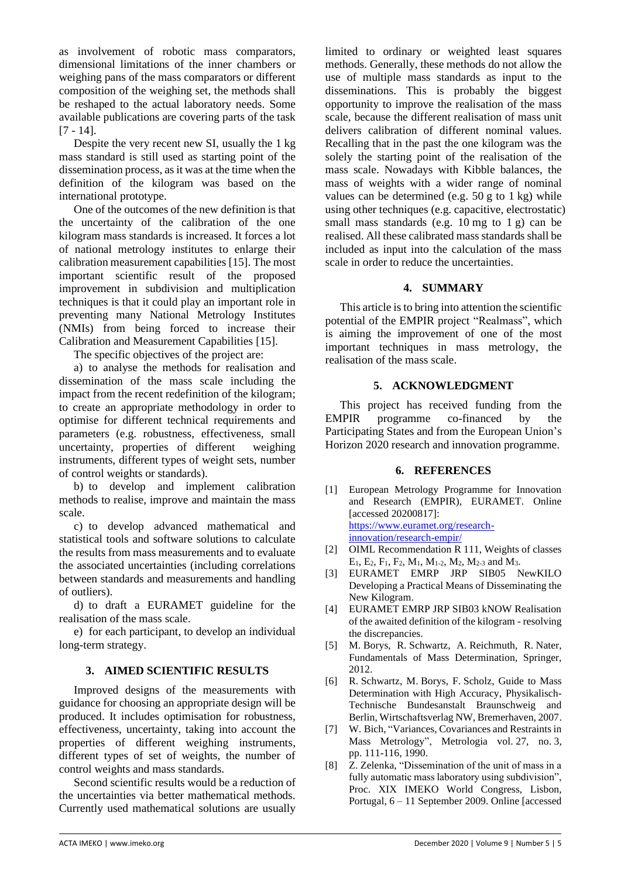as involvement of robotic mass comparators, dimensional limitations of the inner chambers or weighing pans of the mass comparators or different composition of the weighing set, the methods shall be reshaped to the actual laboratory needs. Some available publications are covering parts of the task [7 - 14].

Despite the very recent new SI, usually the 1 kg mass standard is still used as starting point of the dissemination process, as it was at the time when the definition of the kilogram was based on the international prototype.

One of the outcomes of the new definition is that the uncertainty of the calibration of the one kilogram mass standards is increased. It forces a lot of national metrology institutes to enlarge their calibration measurement capabilities [15]. The most important scientific result of the proposed improvement in subdivision and multiplication techniques is that it could play an important role in preventing many National Metrology Institutes (NMIs) from being forced to increase their Calibration and Measurement Capabilities [15].

The specific objectives of the project are:

a) to analyse the methods for realisation and dissemination of the mass scale including the impact from the recent redefinition of the kilogram; to create an appropriate methodology in order to optimise for different technical requirements and parameters (e.g. robustness, effectiveness, small uncertainty, properties of different weighing instruments, different types of weight sets, number of control weights or standards).

b) to develop and implement calibration methods to realise, improve and maintain the mass scale.

c) to develop advanced mathematical and statistical tools and software solutions to calculate the results from mass measurements and to evaluate the associated uncertainties (including correlations between standards and measurements and handling of outliers).

d) to draft a EURAMET guideline for the realisation of the mass scale.

e) for each participant, to develop an individual long-term strategy.

## 3. AIMED SCIENTIFIC RESULTS

Improved designs of the measurements with guidance for choosing an appropriate design will be produced. It includes optimisation for robustness, effectiveness, uncertainty, taking into account the properties of different weighing instruments, different types of set of weights, the number of control weights and mass standards.

Second scientific results would be a reduction of the uncertainties via better mathematical methods. Currently used mathematical solutions are usually limited to ordinary or weighted least squares methods. Generally, these methods do not allow the use of multiple mass standards as input to the disseminations. This is probably the biggest opportunity to improve the realisation of the mass scale, because the different realisation of mass unit delivers calibration of different nominal values. Recalling that in the past the one kilogram was the solely the starting point of the realisation of the mass scale. Nowadays with Kibble balances, the mass of weights with a wider range of nominal values can be determined (e.g. 50 g to 1 kg) while using other techniques (e.g. capacitive, electrostatic) small mass standards (e.g. 10 mg to 1 g) can be realised. All these calibrated mass standards shall be included as input into the calculation of the mass scale in order to reduce the uncertainties.

## 4. SUMMARY

This article is to bring into attention the scientific potential of the EMPIR project "Realmass", which is aiming the improvement of one of the most important techniques in mass metrology, the realisation of the mass scale.

## 5. ACKNOWLEDGMENT

This project has received funding from the EMPIR programme co-financed by the Participating States and from the European Union's Horizon 2020 research and innovation programme.

## 6. REFERENCES

[1] European Metrology Programme for Innovation and Research (EMPIR), EURAMET. Online [accessed 20200817]: https://www.euramet.org/research-innovation/research-empir/

[2] OIML Recommendation R 111, Weights of classes $E_1$, $E_2$, $F_1$, $F_2$, $M_1$, $M_{1\text{-}2}$, $M_2$, $M_{2\text{-}3}$ and $M_3$.

[3] EURAMET EMRP JRP SIB05 NewKILO Developing a Practical Means of Disseminating the New Kilogram.

[4] EURAMET EMRP JRP SIB03 kNOW Realisation of the awaited definition of the kilogram - resolving the discrepancies.

[5] M. Borys, R. Schwartz, A. Reichmuth, R. Nater, Fundamentals of Mass Determination, Springer, 2012.

[6] R. Schwartz, M. Borys, F. Scholz, Guide to Mass Determination with High Accuracy, Physikalisch-Technische Bundesanstalt Braunschweig and Berlin, Wirtschaftsverlag NW, Bremerhaven, 2007.

[7] W. Bich, "Variances, Covariances and Restraints in Mass Metrology", Metrologia vol. 27, no. 3, pp. 111-116, 1990.

[8] Z. Zelenka, "Dissemination of the unit of mass in a fully automatic mass laboratory using subdivision", Proc. XIX IMEKO World Congress, Lisbon, Portugal, 6 – 11 September 2009. Online [accessed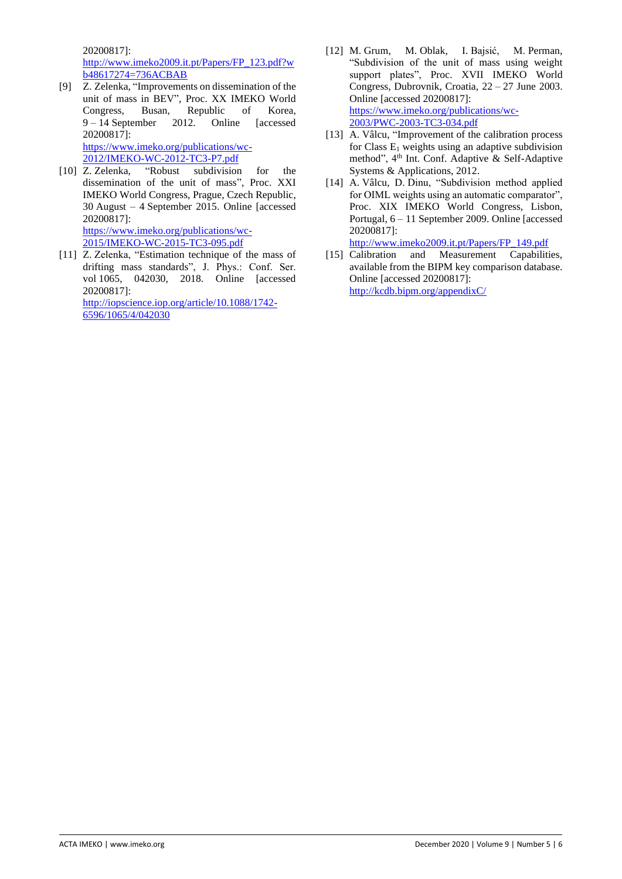20200817]: http://www.imeko2009.it.pt/Papers/FP_123.pdf?wb48617274=736ACBAB

[9] Z. Zelenka, "Improvements on dissemination of the unit of mass in BEV", Proc. XX IMEKO World Congress, Busan, Republic of Korea, 9 – 14 September 2012. Online [accessed 20200817]: https://www.imeko.org/publications/wc-2012/IMEKO-WC-2012-TC3-P7.pdf

[10] Z. Zelenka, "Robust subdivision for the dissemination of the unit of mass", Proc. XXI IMEKO World Congress, Prague, Czech Republic, 30 August – 4 September 2015. Online [accessed 20200817]: https://www.imeko.org/publications/wc-2015/IMEKO-WC-2015-TC3-095.pdf

[11] Z. Zelenka, "Estimation technique of the mass of drifting mass standards", J. Phys.: Conf. Ser. vol 1065, 042030, 2018. Online [accessed 20200817]: http://iopscience.iop.org/article/10.1088/1742-6596/1065/4/042030

[12] M. Grum, M. Oblak, I. Bajsić, M. Perman, "Subdivision of the unit of mass using weight support plates", Proc. XVII IMEKO World Congress, Dubrovnik, Croatia, 22 – 27 June 2003. Online [accessed 20200817]: https://www.imeko.org/publications/wc-2003/PWC-2003-TC3-034.pdf

[13] A. Vâlcu, "Improvement of the calibration process for Class $E_1$ weights using an adaptive subdivision method", 4th Int. Conf. Adaptive & Self-Adaptive Systems & Applications, 2012.

[14] A. Vâlcu, D. Dinu, "Subdivision method applied for OIML weights using an automatic comparator", Proc. XIX IMEKO World Congress, Lisbon, Portugal, 6 – 11 September 2009. Online [accessed 20200817]: http://www.imeko2009.it.pt/Papers/FP_149.pdf

[15] Calibration and Measurement Capabilities, available from the BIPM key comparison database. Online [accessed 20200817]: http://kcdb.bipm.org/appendixC/